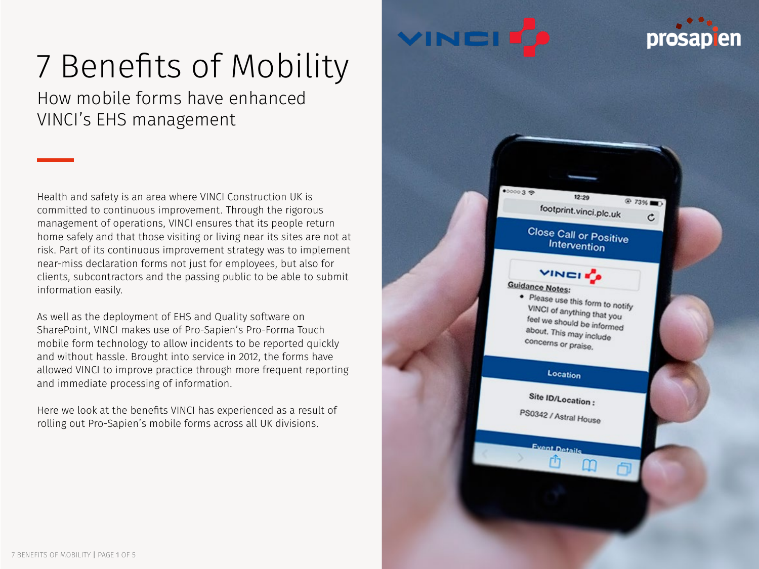# 7 Benefits of Mobility

## How mobile forms have enhanced VINCI's EHS management

Health and safety is an area where VINCI Construction UK is committed to continuous improvement. Through the rigorous management of operations, VINCI ensures that its people return home safely and that those visiting or living near its sites are not at risk. Part of its continuous improvement strategy was to implement near-miss declaration forms not just for employees, but also for clients, subcontractors and the passing public to be able to submit information easily.

As well as the deployment of EHS and Quality software on SharePoint, VINCI makes use of Pro-Sapien's Pro-Forma Touch mobile form technology to allow incidents to be reported quickly and without hassle. Brought into service in 2012, the forms have allowed VINCI to improve practice through more frequent reporting and immediate processing of information.

Here we look at the benefits VINCI has experienced as a result of rolling out Pro-Sapien's mobile forms across all UK divisions.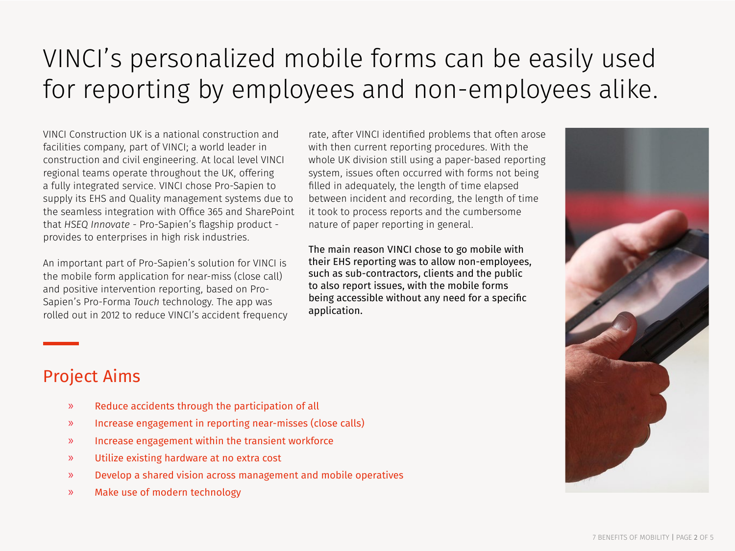# VINCI's personalized mobile forms can be easily used for reporting by employees and non-employees alike.

VINCI Construction UK is a national construction and facilities company, part of VINCI; a world leader in construction and civil engineering. At local level VINCI regional teams operate throughout the UK, offering a fully integrated service. VINCI chose Pro-Sapien to supply its EHS and Quality management systems due to the seamless integration with Office 365 and SharePoint that *HSEQ Innovate* - Pro-Sapien's flagship product - provides to enterprises in high risk industries.

An important part of Pro-Sapien's solution for VINCI is the mobile form application for near-miss (close call) and positive intervention reporting, based on Pro-Sapien's Pro-Forma *Touch* technology. The app was rolled out in 2012 to reduce VINCI's accident frequency rate, after VINCI identified problems that often arose with then current reporting procedures. With the whole UK division still using a paper-based reporting system, issues often occurred with forms not being filled in adequately, the length of time elapsed between incident and recording, the length of time it took to process reports and the cumbersome nature of paper reporting in general.

The main reason VINCI chose to go mobile with their EHS reporting was to allow non-employees, such as sub-contractors, clients and the public to also report issues, with the mobile forms being accessible without any need for a specific application.

## Project Aims

- Reduce accidents through the participation of all
- Increase engagement in reporting near-misses (close calls)
- Increase engagement within the transient workforce
- Utilize existing hardware at no extra cost
- Develop a shared vision across management and mobile operatives
- Make use of modern technology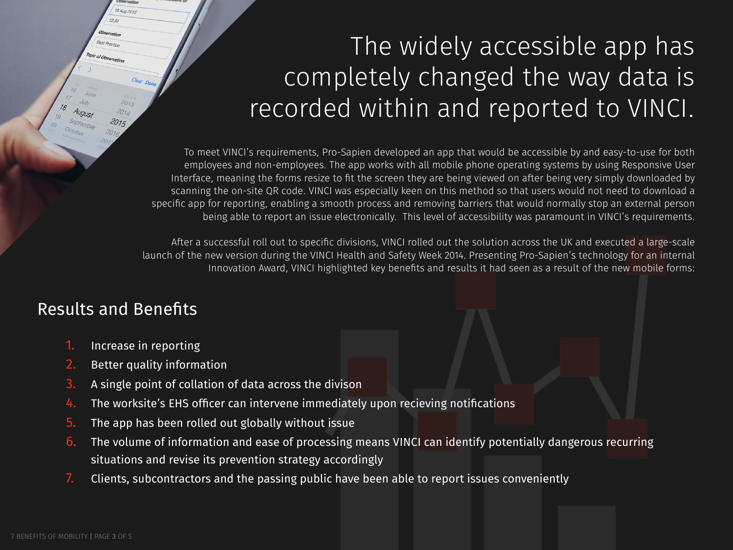# The widely accessible app has completely changed the way data is recorded within and reported to VINCI.

To meet VINCI's requirements, Pro-Sapien developed an app that would be accessible by and easy-to-use for both employees and non-employees. The app works with all mobile phone operating systems by using Responsive User Interface, meaning the forms resize to fit the screen they are being viewed on after being very simply downloaded by scanning the on-site QR code. VINCI was especially keen on this method so that users would not need to download a specific app for reporting, enabling a smooth process and removing barriers that would normally stop an external person being able to report an issue electronically. This level of accessibility was paramount in VINCI's requirements.

After a successful roll out to specific divisions, VINCI rolled out the solution across the UK and executed a large-scale launch of the new version during the VINCI Health and Safety Week 2014. Presenting Pro-Sapien's technology for an internal Innovation Award, VINCI highlighted key benefits and results it had seen as a result of the new mobile forms:

## Results and Benefits

1. Increase in reporting
2. Better quality information
3. A single point of collation of data across the divison
4. The worksite's EHS officer can intervene immediately upon recieving notifications
5. The app has been rolled out globally without issue
6. The volume of information and ease of processing means VINCI can identify potentially dangerous recurring situations and revise its prevention strategy accordingly
7. Clients, subcontractors and the passing public have been able to report issues conveniently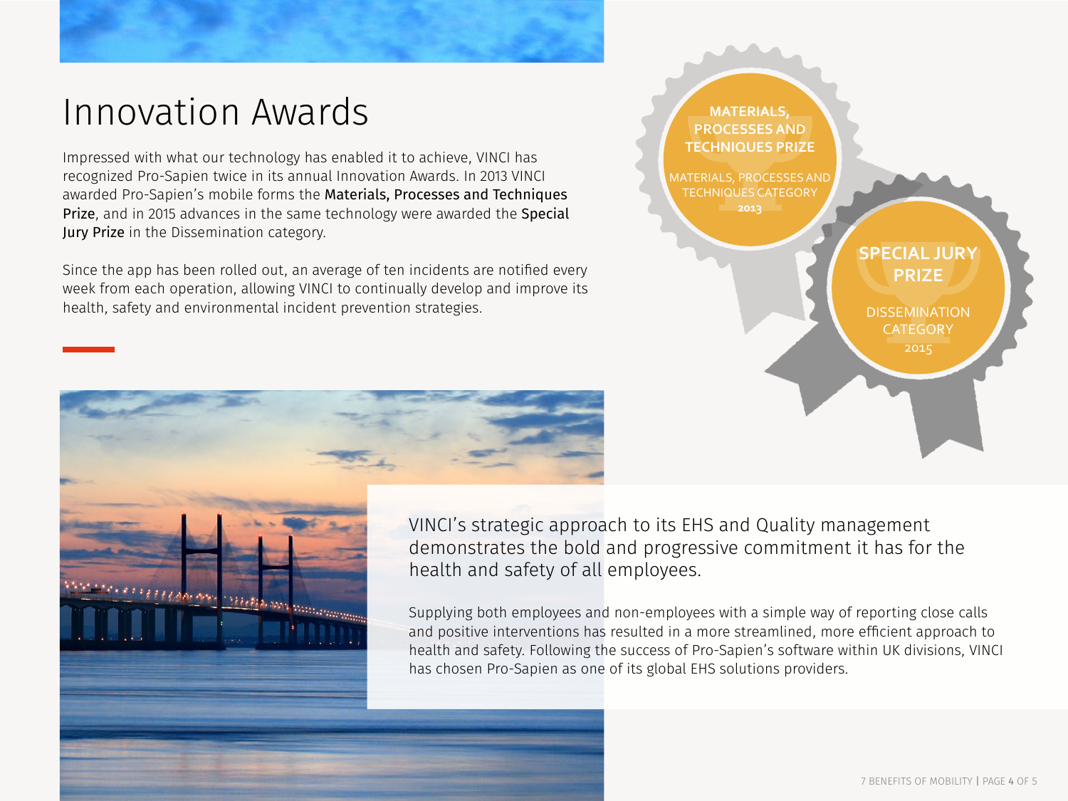# Innovation Awards

Impressed with what our technology has enabled it to achieve, VINCI has recognized Pro-Sapien twice in its annual Innovation Awards. In 2013 VINCI awarded Pro-Sapien's mobile forms the **Materials, Processes and Techniques Prize**, and in 2015 advances in the same technology were awarded the **Special Jury Prize** in the Dissemination category.

Since the app has been rolled out, an average of ten incidents are notified every week from each operation, allowing VINCI to continually develop and improve its health, safety and environmental incident prevention strategies.

**MATERIALS, PROCESSES AND TECHNIQUES PRIZE**

MATERIALS, PROCESSES AND TECHNIQUES CATEGORY

2013

**SPECIAL JURY PRIZE**

DISSEMINATION CATEGORY

2015

VINCI's strategic approach to its EHS and Quality management demonstrates the bold and progressive commitment it has for the health and safety of all employees.

Supplying both employees and non-employees with a simple way of reporting close calls and positive interventions has resulted in a more streamlined, more efficient approach to health and safety. Following the success of Pro-Sapien's software within UK divisions, VINCI has chosen Pro-Sapien as one of its global EHS solutions providers.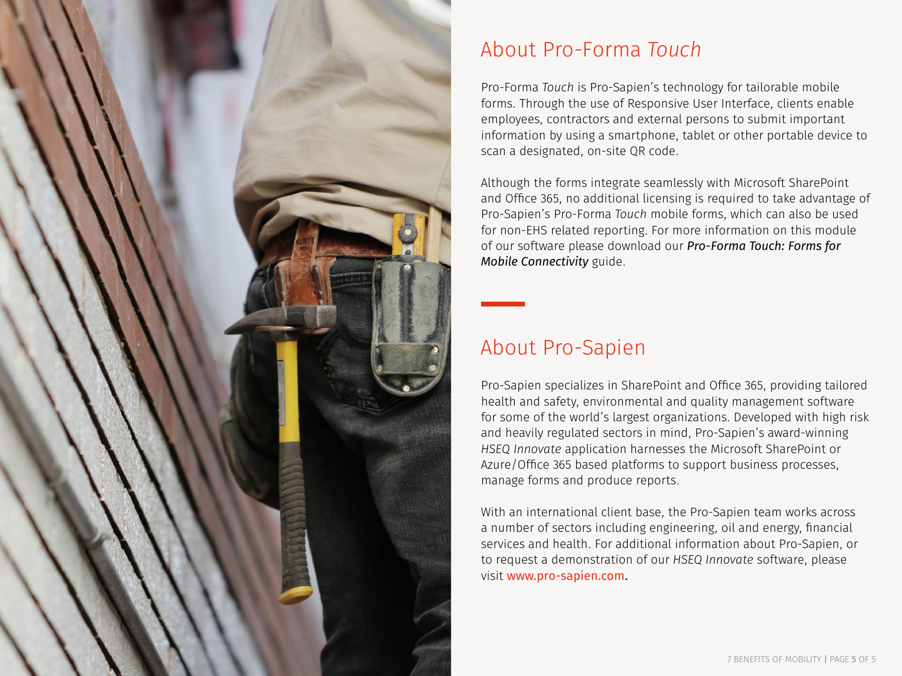## About Pro-Forma *Touch*

Pro-Forma *Touch* is Pro-Sapien's technology for tailorable mobile forms. Through the use of Responsive User Interface, clients enable employees, contractors and external persons to submit important information by using a smartphone, tablet or other portable device to scan a designated, on-site QR code.

Although the forms integrate seamlessly with Microsoft SharePoint and Office 365, no additional licensing is required to take advantage of Pro-Sapien's Pro-Forma *Touch* mobile forms, which can also be used for non-EHS related reporting. For more information on this module of our software please download our ***Pro-Forma Touch: Forms for Mobile Connectivity*** guide.

## About Pro-Sapien

Pro-Sapien specializes in SharePoint and Office 365, providing tailored health and safety, environmental and quality management software for some of the world's largest organizations. Developed with high risk and heavily regulated sectors in mind, Pro-Sapien's award-winning *HSEQ Innovate* application harnesses the Microsoft SharePoint or Azure/Office 365 based platforms to support business processes, manage forms and produce reports.

With an international client base, the Pro-Sapien team works across a number of sectors including engineering, oil and energy, financial services and health. For additional information about Pro-Sapien, or to request a demonstration of our *HSEQ Innovate* software, please visit www.pro-sapien.com.